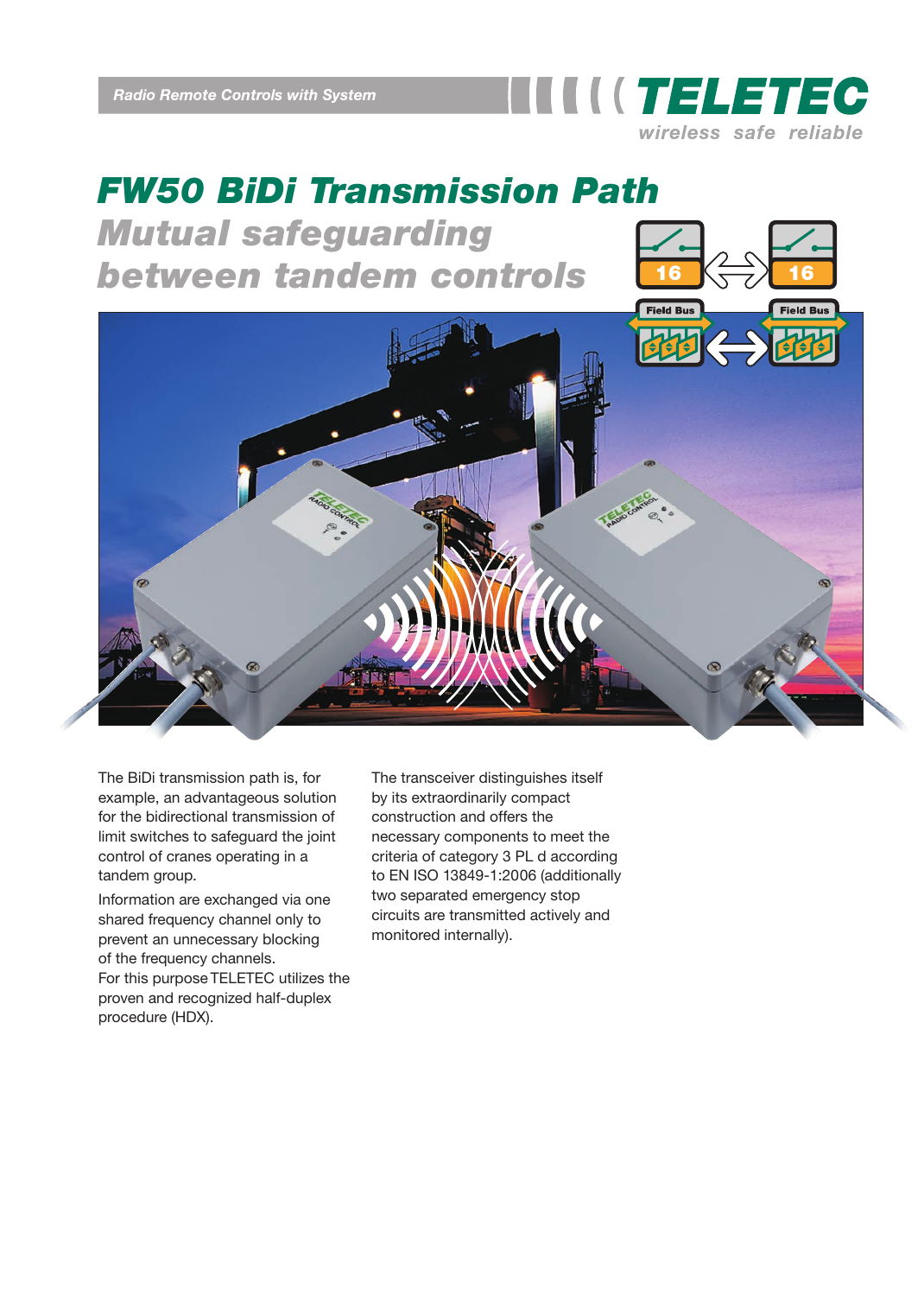Radio Remote Controls with System

TELETEC
wireless safe reliable

# FW50 BiDi Transmission Path

## Mutual safeguarding between tandem controls

The BiDi transmission path is, for example, an advantageous solution for the bidirectional transmission of limit switches to safeguard the joint control of cranes operating in a tandem group.

Information are exchanged via one shared frequency channel only to prevent an unnecessary blocking of the frequency channels.
For this purpose TELETEC utilizes the proven and recognized half-duplex procedure (HDX).

The transceiver distinguishes itself by its extraordinarily compact construction and offers the necessary components to meet the criteria of category 3 PL d according to EN ISO 13849-1:2006 (additionally two separated emergency stop circuits are transmitted actively and monitored internally).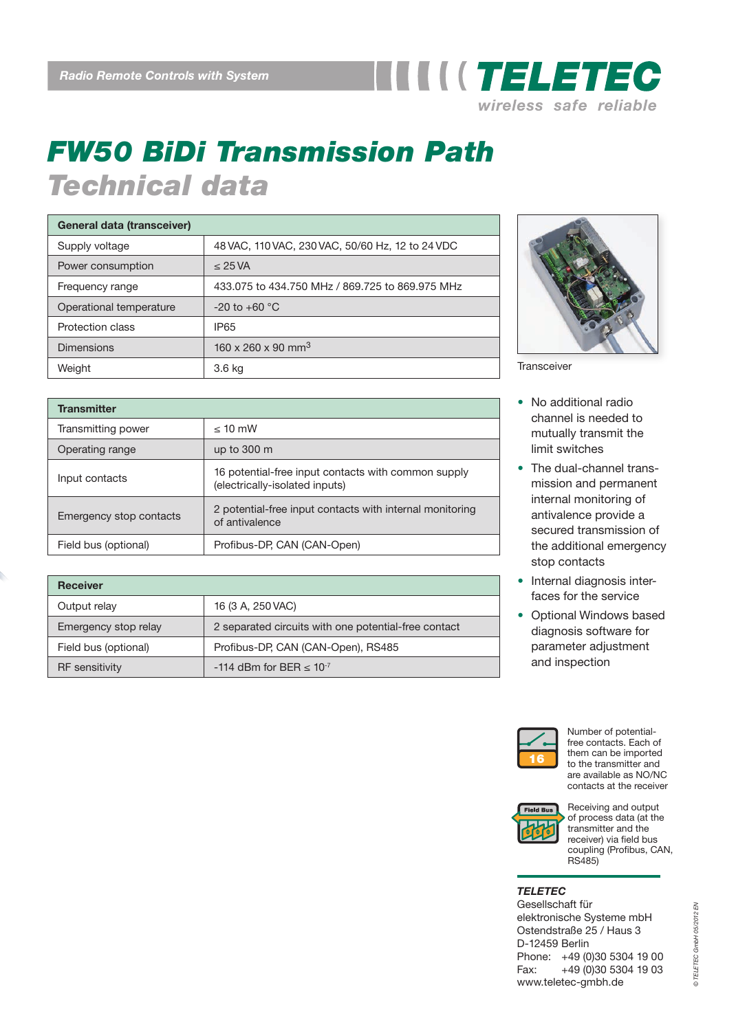Radio Remote Controls with System

TELETEC
wireless safe reliable

# FW50 BiDi Transmission Path
## Technical data

| General data (transceiver) | |
|---|---|
| Supply voltage | 48 VAC, 110 VAC, 230 VAC, 50/60 Hz, 12 to 24 VDC |
| Power consumption | ≤ 25 VA |
| Frequency range | 433.075 to 434.750 MHz / 869.725 to 869.975 MHz |
| Operational temperature | -20 to +60 °C |
| Protection class | IP65 |
| Dimensions | 160 x 260 x 90 $mm^3$ |
| Weight | 3.6 kg |

| Transmitter | |
|---|---|
| Transmitting power | ≤ 10 mW |
| Operating range | up to 300 m |
| Input contacts | 16 potential-free input contacts with common supply (electrically-isolated inputs) |
| Emergency stop contacts | 2 potential-free input contacts with internal monitoring of antivalence |
| Field bus (optional) | Profibus-DP, CAN (CAN-Open) |

| Receiver | |
|---|---|
| Output relay | 16 (3 A, 250 VAC) |
| Emergency stop relay | 2 separated circuits with one potential-free contact |
| Field bus (optional) | Profibus-DP, CAN (CAN-Open), RS485 |
| RF sensitivity | -114 dBm for BER ≤ $10^{-7}$ |

Transceiver

- No additional radio channel is needed to mutually transmit the limit switches
- The dual-channel transmission and permanent internal monitoring of antivalence provide a secured transmission of the additional emergency stop contacts
- Internal diagnosis interfaces for the service
- Optional Windows based diagnosis software for parameter adjustment and inspection

16 — Number of potential-free contacts. Each of them can be imported to the transmitter and are available as NO/NC contacts at the receiver

Field Bus — Receiving and output of process data (at the transmitter and the receiver) via field bus coupling (Profibus, CAN, RS485)

**TELETEC**
Gesellschaft für
elektronische Systeme mbH
Ostendstraße 25 / Haus 3
D-12459 Berlin
Phone: +49 (0)30 5304 19 00
Fax: +49 (0)30 5304 19 03
www.teletec-gmbh.de

© TELETEC GmbH 05/2012 EN